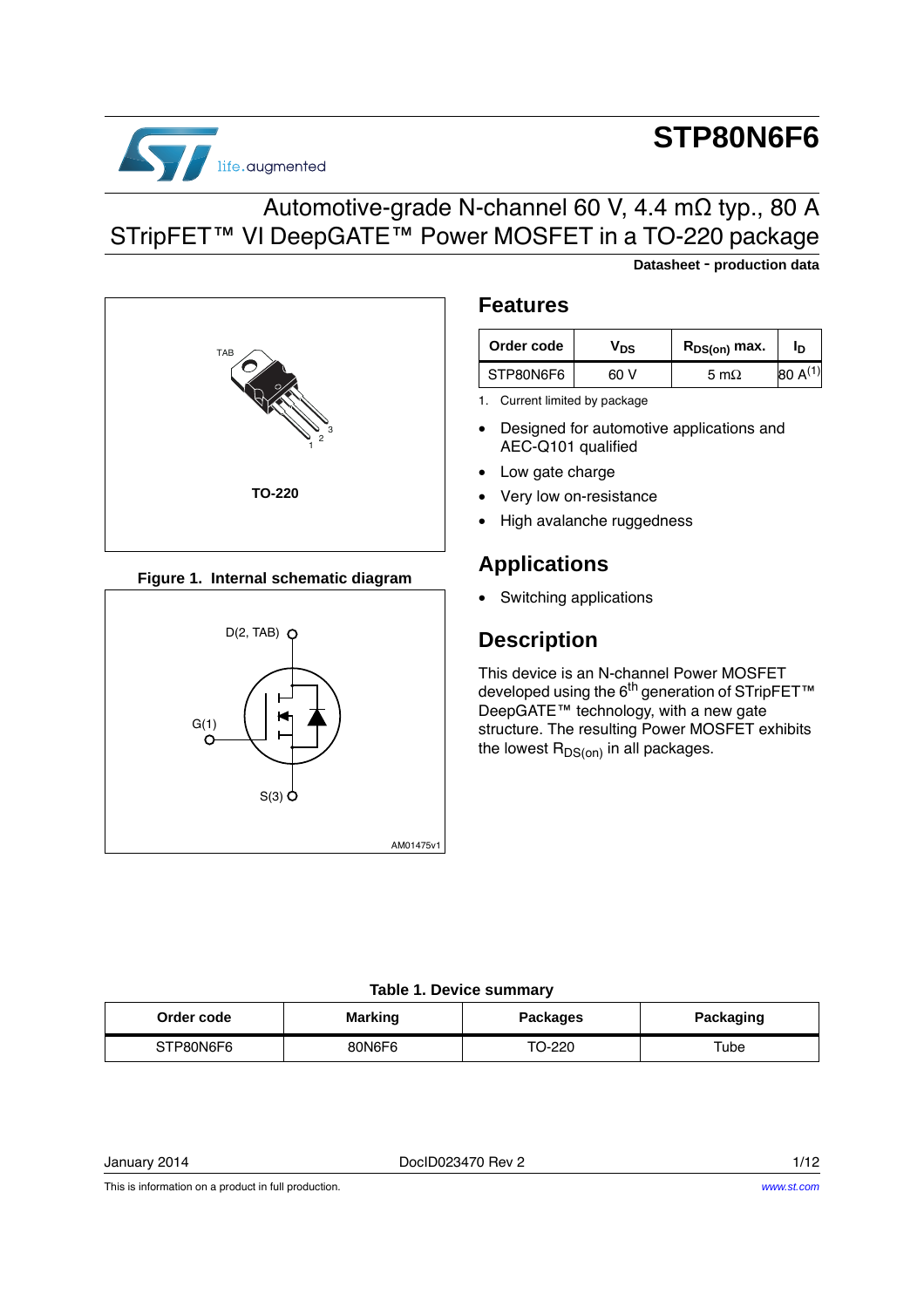# STP80N6F6

## Automotive-grade N-channel 60 V, 4.4 mΩ typ., 80 A STripFET™ VI DeepGATE™ Power MOSFET in a TO-220 package

**Datasheet - production data**

TAB

1 2 3

**TO-220**

**Figure 1. Internal schematic diagram**

D(2, TAB)

G(1)

S(3)

AM01475v1

## Features

| Order code | $V_{DS}$ | $R_{DS(on)}$ max. | $I_D$ |
|---|---|---|---|
| STP80N6F6 | 60 V | 5 mΩ | 80 A[(1)] |

1. Current limited by package

- Designed for automotive applications and AEC-Q101 qualified
- Low gate charge
- Very low on-resistance
- High avalanche ruggedness

## Applications

- Switching applications

## Description

This device is an N-channel Power MOSFET developed using the 6th generation of STripFET™ DeepGATE™ technology, with a new gate structure. The resulting Power MOSFET exhibits the lowest $R_{DS(on)}$ in all packages.

**Table 1. Device summary**

| Order code | Marking | Packages | Packaging |
|---|---|---|---|
| STP80N6F6 | 80N6F6 | TO-220 | Tube |

January 2014 DocID023470 Rev 2

This is information on a product in full production. www.st.com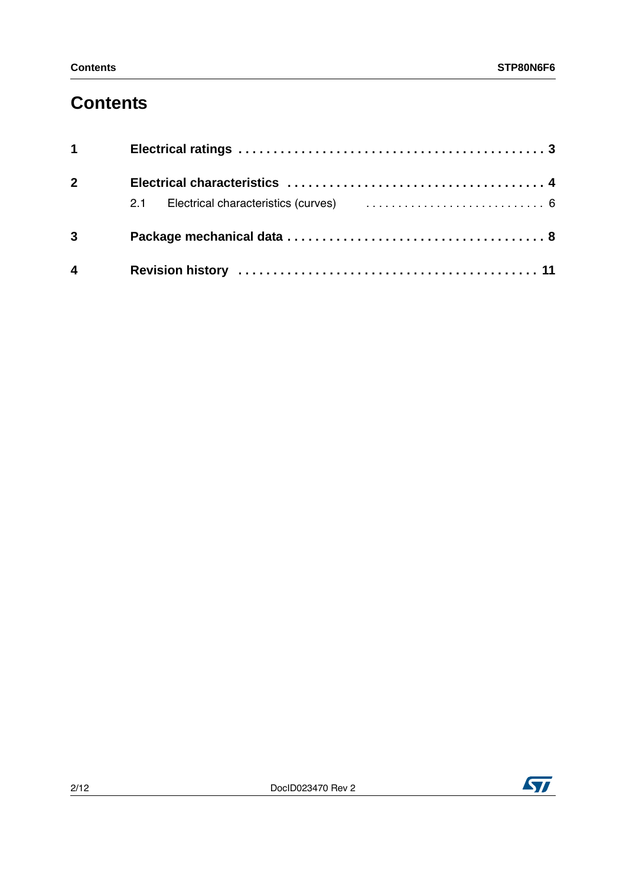# Contents

| | | |
|---|---|---|
| **1** | **Electrical ratings** | **3** |
| **2** | **Electrical characteristics** | **4** |
| | 2.1 Electrical characteristics (curves) | 6 |
| **3** | **Package mechanical data** | **8** |
| **4** | **Revision history** | **11** |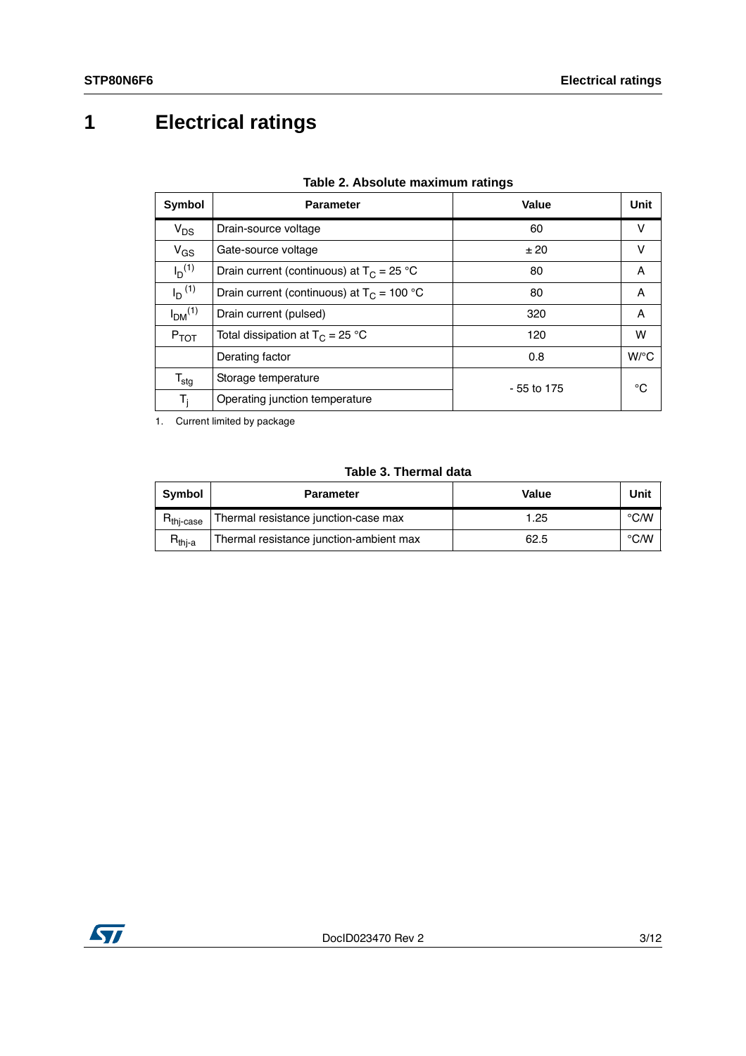# 1 Electrical ratings

**Table 2. Absolute maximum ratings**

| Symbol | Parameter | Value | Unit |
|---|---|---|---|
| $V_{DS}$ | Drain-source voltage | 60 | V |
| $V_{GS}$ | Gate-source voltage | ± 20 | V |
| $I_D$ [1] | Drain current (continuous) at $T_C$ = 25 °C | 80 | A |
| $I_D$ [1] | Drain current (continuous) at $T_C$ = 100 °C | 80 | A |
| $I_{DM}$ [1] | Drain current (pulsed) | 320 | A |
| $P_{TOT}$ | Total dissipation at $T_C$ = 25 °C | 120 | W |
| | Derating factor | 0.8 | W/°C |
| $T_{stg}$ | Storage temperature | - 55 to 175 | °C |
| $T_j$ | Operating junction temperature | | |

1. Current limited by package

**Table 3. Thermal data**

| Symbol | Parameter | Value | Unit |
|---|---|---|---|
| $R_{thj\text{-}case}$ | Thermal resistance junction-case max | 1.25 | °C/W |
| $R_{thj\text{-}a}$ | Thermal resistance junction-ambient max | 62.5 | °C/W |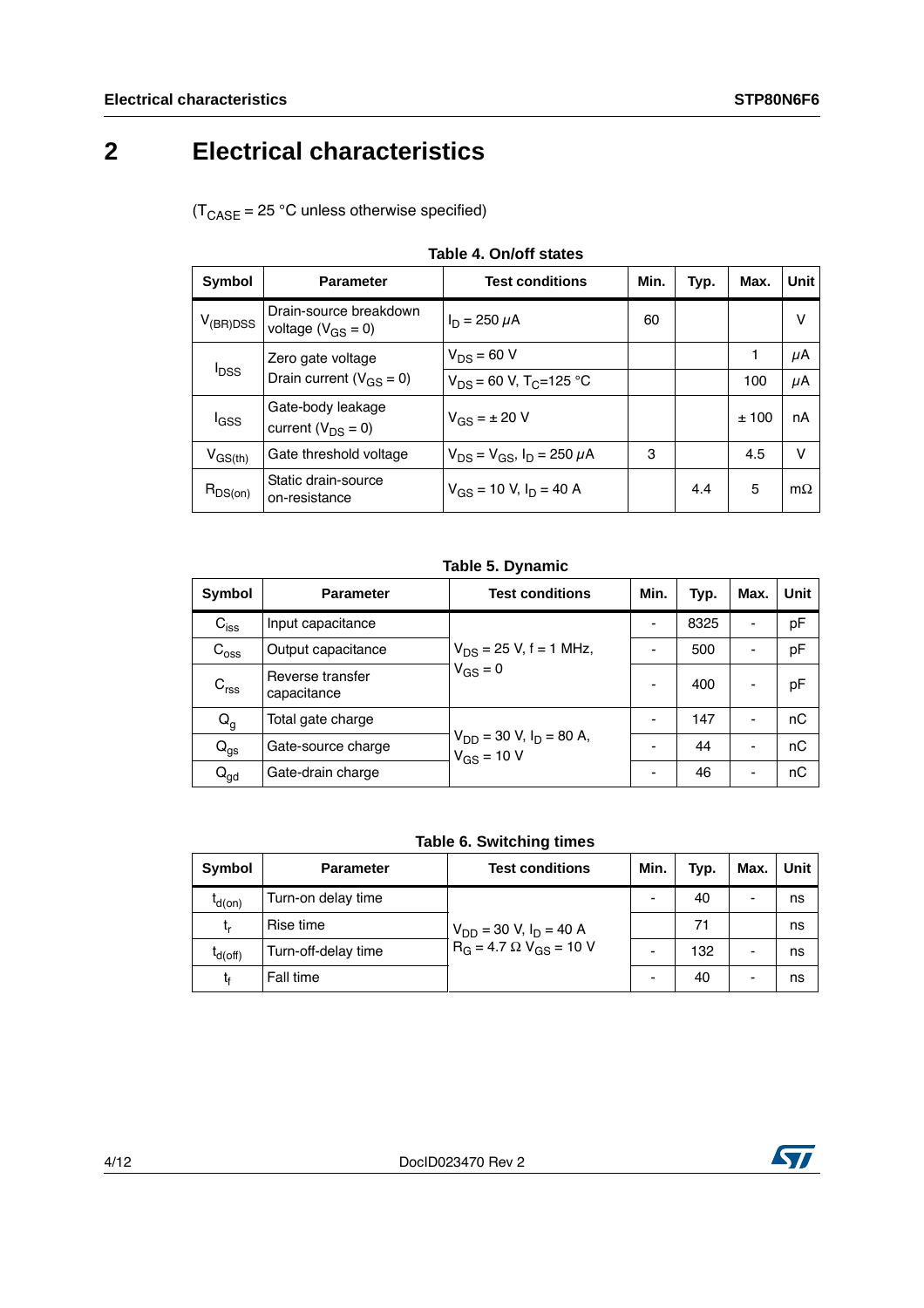# 2 Electrical characteristics

($T_{CASE}$ = 25 °C unless otherwise specified)

**Table 4. On/off states**

| Symbol | Parameter | Test conditions | Min. | Typ. | Max. | Unit |
|---|---|---|---|---|---|---|
| $V_{(BR)DSS}$ | Drain-source breakdown voltage ($V_{GS}$ = 0) | $I_D$ = 250 $\mu$A | 60 | | | V |
| $I_{DSS}$ | Zero gate voltage Drain current ($V_{GS}$ = 0) | $V_{DS}$ = 60 V | | | 1 | $\mu$A |
| | | $V_{DS}$ = 60 V, $T_C$=125 °C | | | 100 | $\mu$A |
| $I_{GSS}$ | Gate-body leakage current ($V_{DS}$ = 0) | $V_{GS}$ = ± 20 V | | | ± 100 | nA |
| $V_{GS(th)}$ | Gate threshold voltage | $V_{DS}$ = $V_{GS}$, $I_D$ = 250 $\mu$A | 3 | | 4.5 | V |
| $R_{DS(on)}$ | Static drain-source on-resistance | $V_{GS}$ = 10 V, $I_D$ = 40 A | | 4.4 | 5 | mΩ |

**Table 5. Dynamic**

| Symbol | Parameter | Test conditions | Min. | Typ. | Max. | Unit |
|---|---|---|---|---|---|---|
| $C_{iss}$ | Input capacitance | $V_{DS}$ = 25 V, f = 1 MHz, $V_{GS}$ = 0 | - | 8325 | - | pF |
| $C_{oss}$ | Output capacitance | | - | 500 | - | pF |
| $C_{rss}$ | Reverse transfer capacitance | | - | 400 | - | pF |
| $Q_g$ | Total gate charge | $V_{DD}$ = 30 V, $I_D$ = 80 A, $V_{GS}$ = 10 V | - | 147 | - | nC |
| $Q_{gs}$ | Gate-source charge | | - | 44 | - | nC |
| $Q_{gd}$ | Gate-drain charge | | - | 46 | - | nC |

**Table 6. Switching times**

| Symbol | Parameter | Test conditions | Min. | Typ. | Max. | Unit |
|---|---|---|---|---|---|---|
| $t_{d(on)}$ | Turn-on delay time | $V_{DD}$ = 30 V, $I_D$ = 40 A $R_G$ = 4.7 Ω $V_{GS}$ = 10 V | - | 40 | - | ns |
| $t_r$ | Rise time | | | 71 | | ns |
| $t_{d(off)}$ | Turn-off-delay time | | - | 132 | - | ns |
| $t_f$ | Fall time | | - | 40 | - | ns |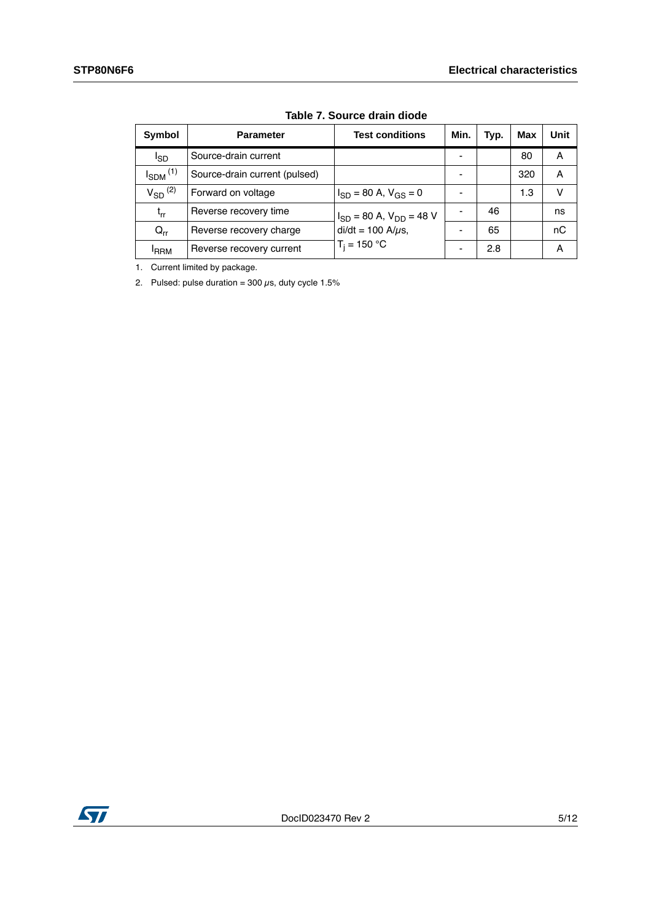**Table 7. Source drain diode**

| Symbol | Parameter | Test conditions | Min. | Typ. | Max | Unit |
|---|---|---|---|---|---|---|
| $I_{SD}$ | Source-drain current | | - | | 80 | A |
| $I_{SDM}$ [(1)] | Source-drain current (pulsed) | | - | | 320 | A |
| $V_{SD}$ [(2)] | Forward on voltage | $I_{SD}$ = 80 A, $V_{GS}$ = 0 | - | | 1.3 | V |
| $t_{rr}$ | Reverse recovery time | $I_{SD}$ = 80 A, $V_{DD}$ = 48 V di/dt = 100 A/$\mu$s, $T_j$ = 150 °C | - | 46 | | ns |
| $Q_{rr}$ | Reverse recovery charge | | - | 65 | | nC |
| $I_{RRM}$ | Reverse recovery current | | - | 2.8 | | A |

1. Current limited by package.
2. Pulsed: pulse duration = 300 $\mu$s, duty cycle 1.5%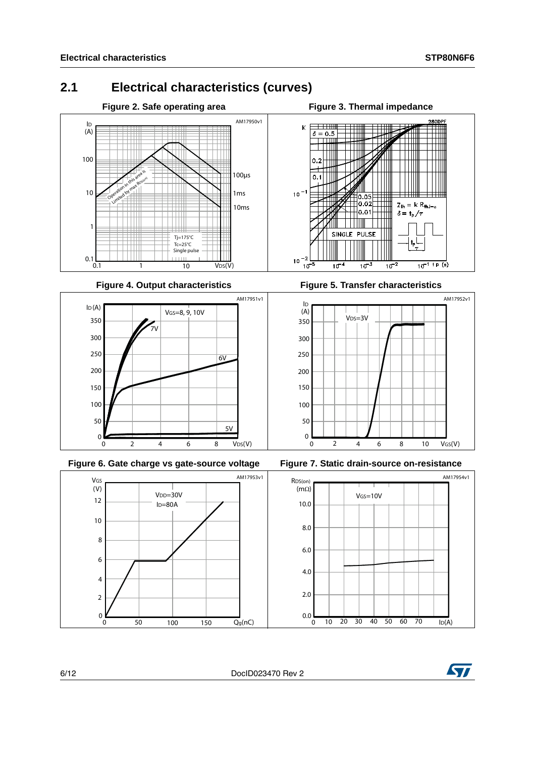## 2.1 Electrical characteristics (curves)

**Figure 2. Safe operating area**

**Figure 3. Thermal impedance**

**Figure 4. Output characteristics**

**Figure 5. Transfer characteristics**

**Figure 6. Gate charge vs gate-source voltage**

**Figure 7. Static drain-source on-resistance**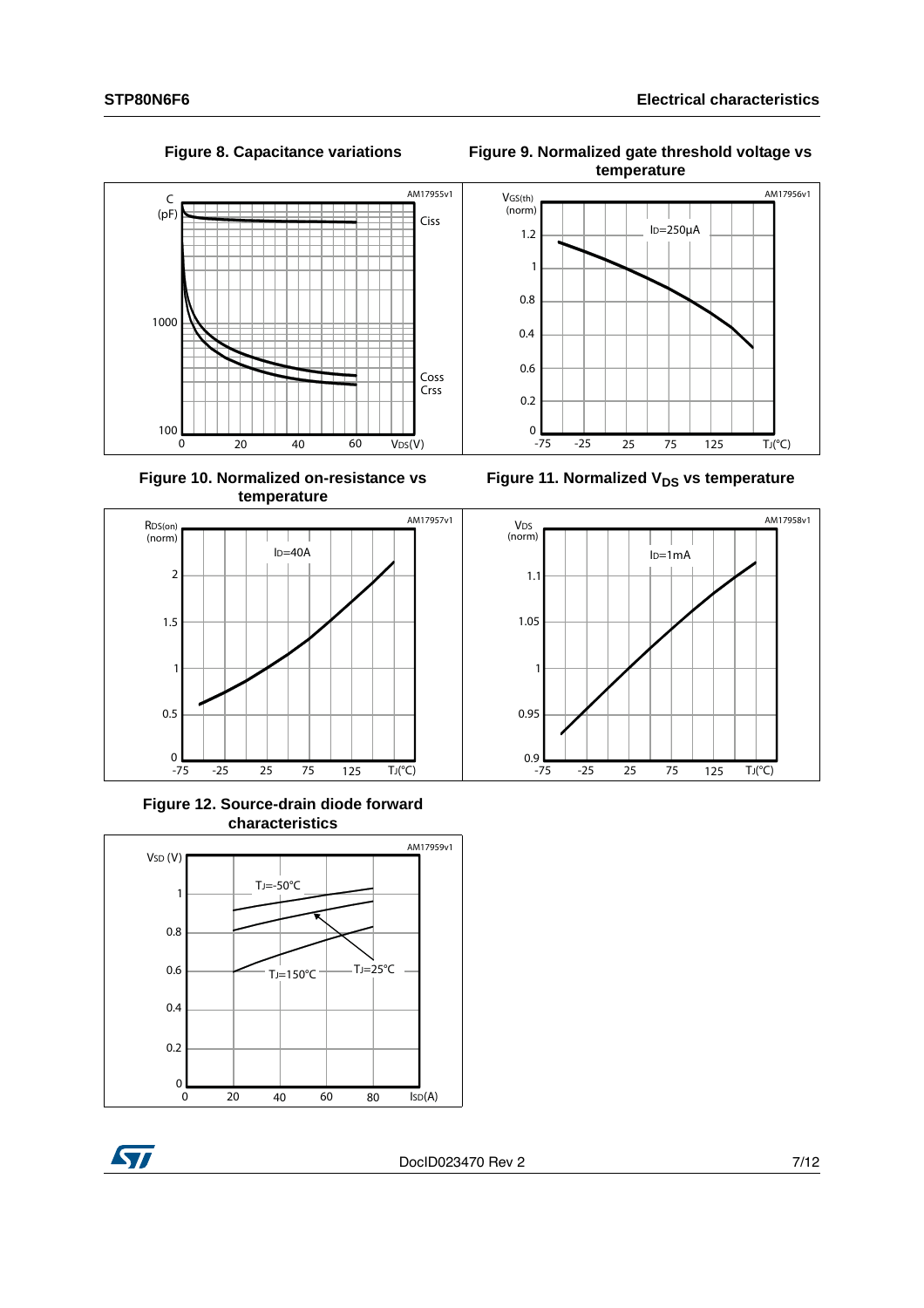**Figure 8. Capacitance variations**

**Figure 9. Normalized gate threshold voltage vs temperature**

**Figure 10. Normalized on-resistance vs temperature**

**Figure 11. Normalized $V_{DS}$ vs temperature**

**Figure 12. Source-drain diode forward characteristics**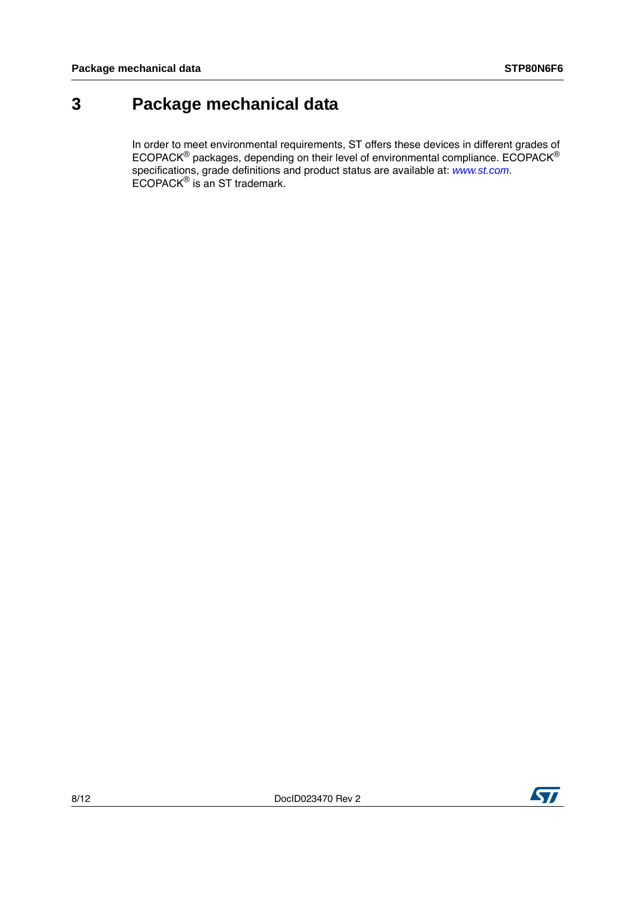# 3 Package mechanical data

In order to meet environmental requirements, ST offers these devices in different grades of ECOPACK® packages, depending on their level of environmental compliance. ECOPACK® specifications, grade definitions and product status are available at: *www.st.com*. ECOPACK® is an ST trademark.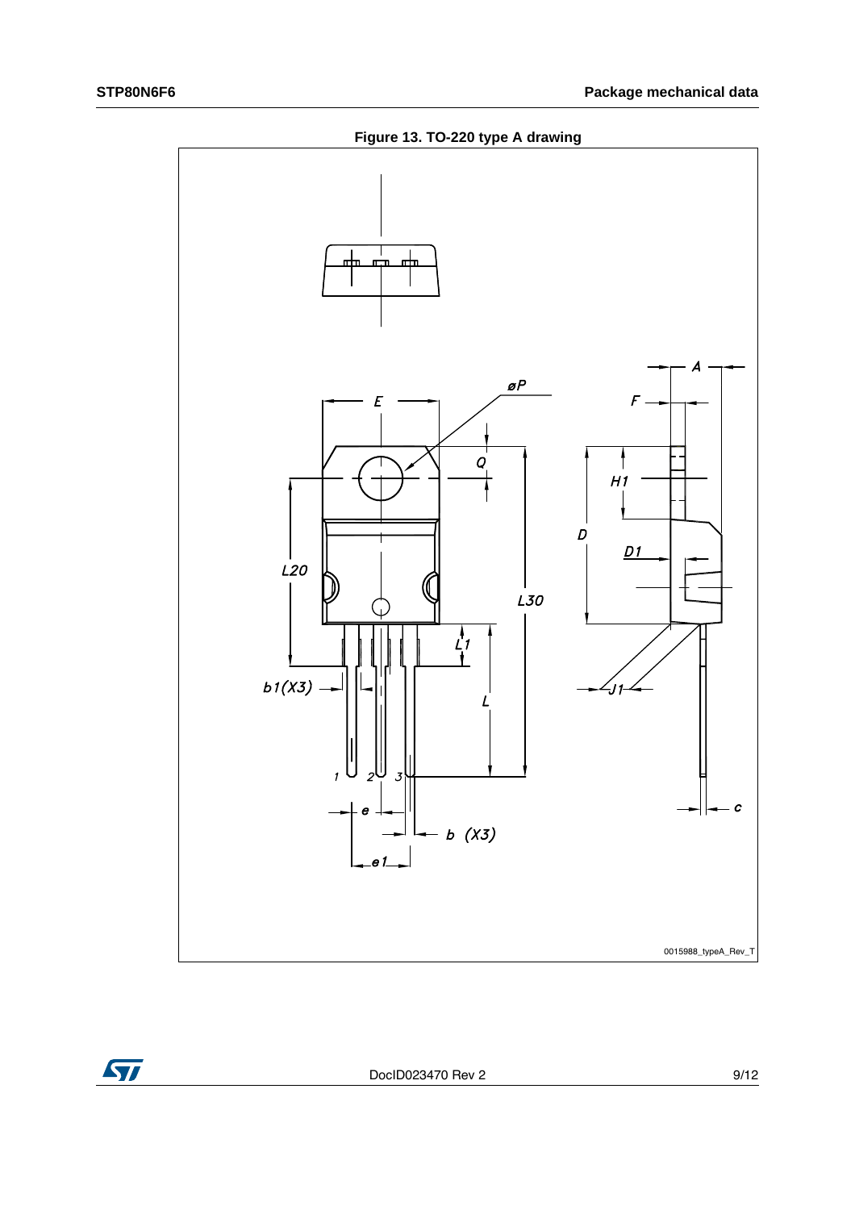Figure 13. TO-220 type A drawing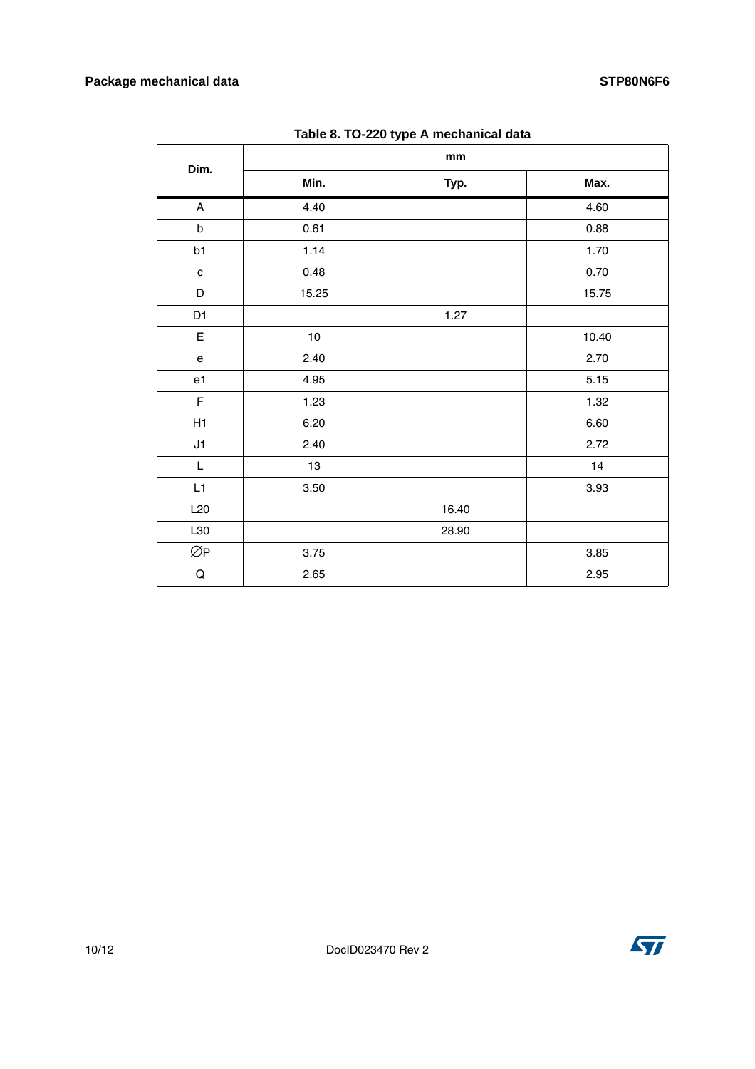**Table 8. TO-220 type A mechanical data**

| Dim. | mm | | |
|---|---|---|---|
| | Min. | Typ. | Max. |
| A | 4.40 | | 4.60 |
| b | 0.61 | | 0.88 |
| b1 | 1.14 | | 1.70 |
| c | 0.48 | | 0.70 |
| D | 15.25 | | 15.75 |
| D1 | | 1.27 | |
| E | 10 | | 10.40 |
| e | 2.40 | | 2.70 |
| e1 | 4.95 | | 5.15 |
| F | 1.23 | | 1.32 |
| H1 | 6.20 | | 6.60 |
| J1 | 2.40 | | 2.72 |
| L | 13 | | 14 |
| L1 | 3.50 | | 3.93 |
| L20 | | 16.40 | |
| L30 | | 28.90 | |
| ∅P | 3.75 | | 3.85 |
| Q | 2.65 | | 2.95 |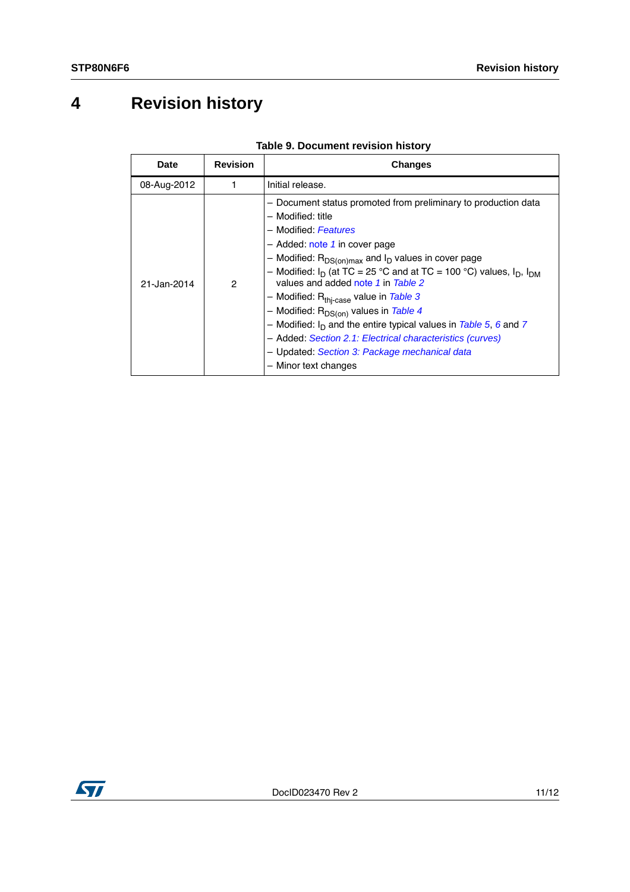# 4 Revision history

**Table 9. Document revision history**

| Date | Revision | Changes |
|---|---|---|
| 08-Aug-2012 | 1 | Initial release. |
| 21-Jan-2014 | 2 | – Document status promoted from preliminary to production data<br>– Modified: title<br>– Modified: *Features*<br>– Added: note *1* in cover page<br>– Modified: $R_{DS(on)max}$ and $I_D$ values in cover page<br>– Modified: $I_D$ (at TC = 25 °C and at TC = 100 °C) values, $I_D$, $I_{DM}$ values and added note *1* in *Table 2*<br>– Modified: $R_{thj-case}$ value in *Table 3*<br>– Modified: $R_{DS(on)}$ values in *Table 4*<br>– Modified: $I_D$ and the entire typical values in *Table 5*, *6* and *7*<br>– Added: *Section 2.1: Electrical characteristics (curves)*<br>– Updated: *Section 3: Package mechanical data*<br>– Minor text changes |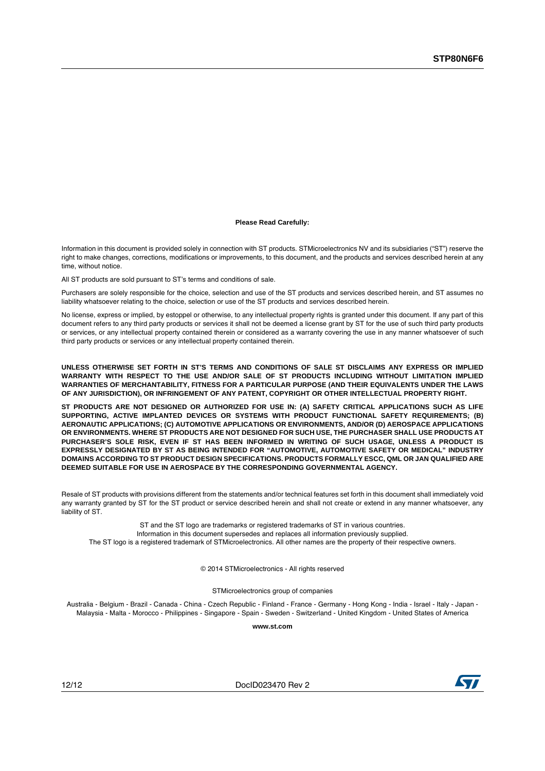**Please Read Carefully:**

Information in this document is provided solely in connection with ST products. STMicroelectronics NV and its subsidiaries ("ST") reserve the right to make changes, corrections, modifications or improvements, to this document, and the products and services described herein at any time, without notice.

All ST products are sold pursuant to ST's terms and conditions of sale.

Purchasers are solely responsible for the choice, selection and use of the ST products and services described herein, and ST assumes no liability whatsoever relating to the choice, selection or use of the ST products and services described herein.

No license, express or implied, by estoppel or otherwise, to any intellectual property rights is granted under this document. If any part of this document refers to any third party products or services it shall not be deemed a license grant by ST for the use of such third party products or services, or any intellectual property contained therein or considered as a warranty covering the use in any manner whatsoever of such third party products or services or any intellectual property contained therein.

**UNLESS OTHERWISE SET FORTH IN ST'S TERMS AND CONDITIONS OF SALE ST DISCLAIMS ANY EXPRESS OR IMPLIED WARRANTY WITH RESPECT TO THE USE AND/OR SALE OF ST PRODUCTS INCLUDING WITHOUT LIMITATION IMPLIED WARRANTIES OF MERCHANTABILITY, FITNESS FOR A PARTICULAR PURPOSE (AND THEIR EQUIVALENTS UNDER THE LAWS OF ANY JURISDICTION), OR INFRINGEMENT OF ANY PATENT, COPYRIGHT OR OTHER INTELLECTUAL PROPERTY RIGHT.**

**ST PRODUCTS ARE NOT DESIGNED OR AUTHORIZED FOR USE IN: (A) SAFETY CRITICAL APPLICATIONS SUCH AS LIFE SUPPORTING, ACTIVE IMPLANTED DEVICES OR SYSTEMS WITH PRODUCT FUNCTIONAL SAFETY REQUIREMENTS; (B) AERONAUTIC APPLICATIONS; (C) AUTOMOTIVE APPLICATIONS OR ENVIRONMENTS, AND/OR (D) AEROSPACE APPLICATIONS OR ENVIRONMENTS. WHERE ST PRODUCTS ARE NOT DESIGNED FOR SUCH USE, THE PURCHASER SHALL USE PRODUCTS AT PURCHASER'S SOLE RISK, EVEN IF ST HAS BEEN INFORMED IN WRITING OF SUCH USAGE, UNLESS A PRODUCT IS EXPRESSLY DESIGNATED BY ST AS BEING INTENDED FOR "AUTOMOTIVE, AUTOMOTIVE SAFETY OR MEDICAL" INDUSTRY DOMAINS ACCORDING TO ST PRODUCT DESIGN SPECIFICATIONS. PRODUCTS FORMALLY ESCC, QML OR JAN QUALIFIED ARE DEEMED SUITABLE FOR USE IN AEROSPACE BY THE CORRESPONDING GOVERNMENTAL AGENCY.**

Resale of ST products with provisions different from the statements and/or technical features set forth in this document shall immediately void any warranty granted by ST for the ST product or service described herein and shall not create or extend in any manner whatsoever, any liability of ST.

ST and the ST logo are trademarks or registered trademarks of ST in various countries.
Information in this document supersedes and replaces all information previously supplied.
The ST logo is a registered trademark of STMicroelectronics. All other names are the property of their respective owners.

© 2014 STMicroelectronics - All rights reserved

STMicroelectronics group of companies

Australia - Belgium - Brazil - Canada - China - Czech Republic - Finland - France - Germany - Hong Kong - India - Israel - Italy - Japan - Malaysia - Malta - Morocco - Philippines - Singapore - Spain - Sweden - Switzerland - United Kingdom - United States of America

**www.st.com**